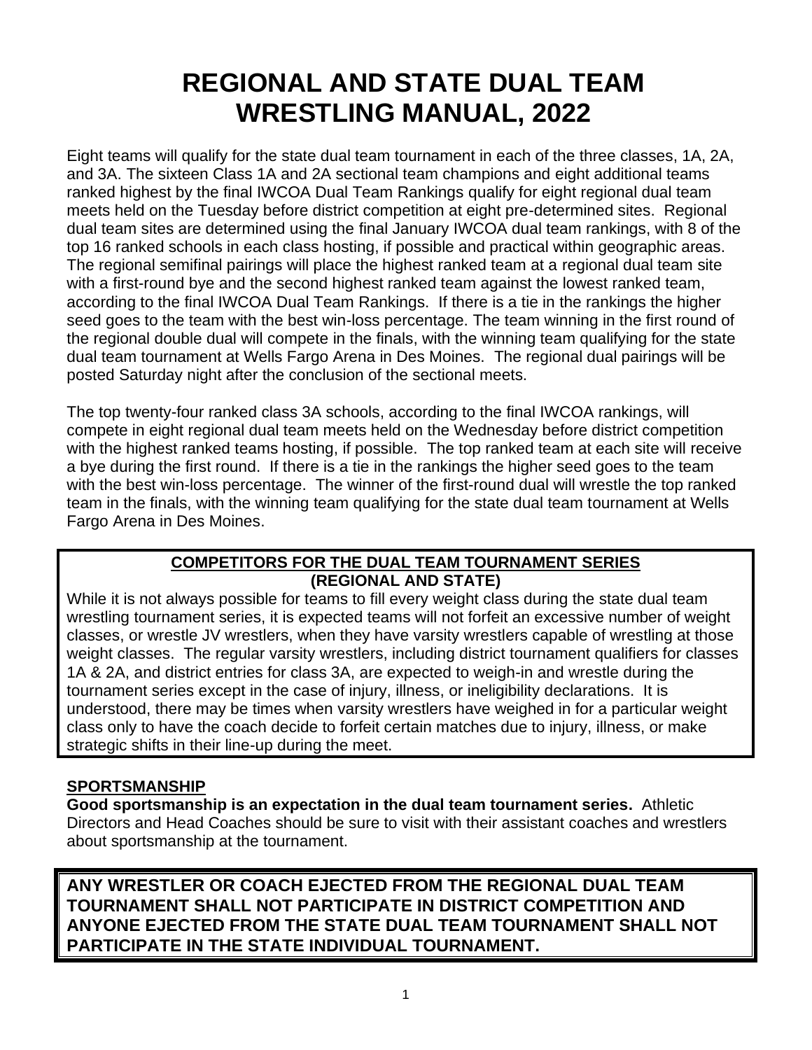# REGIONAL AND STATE DUAL TEAM WRESTLING MANUAL, 2022

Eight teams will qualify for the state dual team tournament in each of the three classes, 1A, 2A, and 3A. The sixteen Class 1A and 2A sectional team champions and eight additional teams ranked highest by the final IWCOA Dual Team Rankings qualify for eight regional dual team meets held on the Tuesday before district competition at eight pre-determined sites. Regional dual team sites are determined using the final January IWCOA dual team rankings, with 8 of the top 16 ranked schools in each class hosting, if possible and practical within geographic areas. The regional semifinal pairings will place the highest ranked team at a regional dual team site with a first-round bye and the second highest ranked team against the lowest ranked team, according to the final IWCOA Dual Team Rankings. If there is a tie in the rankings the higher seed goes to the team with the best win-loss percentage. The team winning in the first round of the regional double dual will compete in the finals, with the winning team qualifying for the state dual team tournament at Wells Fargo Arena in Des Moines. The regional dual pairings will be posted Saturday night after the conclusion of the sectional meets.

The top twenty-four ranked class 3A schools, according to the final IWCOA rankings, will compete in eight regional dual team meets held on the Wednesday before district competition with the highest ranked teams hosting, if possible. The top ranked team at each site will receive a bye during the first round. If there is a tie in the rankings the higher seed goes to the team with the best win-loss percentage. The winner of the first-round dual will wrestle the top ranked team in the finals, with the winning team qualifying for the state dual team tournament at Wells Fargo Arena in Des Moines.

**COMPETITORS FOR THE DUAL TEAM TOURNAMENT SERIES (REGIONAL AND STATE)**

While it is not always possible for teams to fill every weight class during the state dual team wrestling tournament series, it is expected teams will not forfeit an excessive number of weight classes, or wrestle JV wrestlers, when they have varsity wrestlers capable of wrestling at those weight classes. The regular varsity wrestlers, including district tournament qualifiers for classes 1A & 2A, and district entries for class 3A, are expected to weigh-in and wrestle during the tournament series except in the case of injury, illness, or ineligibility declarations. It is understood, there may be times when varsity wrestlers have weighed in for a particular weight class only to have the coach decide to forfeit certain matches due to injury, illness, or make strategic shifts in their line-up during the meet.

**SPORTSMANSHIP**

**Good sportsmanship is an expectation in the dual team tournament series.** Athletic Directors and Head Coaches should be sure to visit with their assistant coaches and wrestlers about sportsmanship at the tournament.

**ANY WRESTLER OR COACH EJECTED FROM THE REGIONAL DUAL TEAM TOURNAMENT SHALL NOT PARTICIPATE IN DISTRICT COMPETITION AND ANYONE EJECTED FROM THE STATE DUAL TEAM TOURNAMENT SHALL NOT PARTICIPATE IN THE STATE INDIVIDUAL TOURNAMENT.**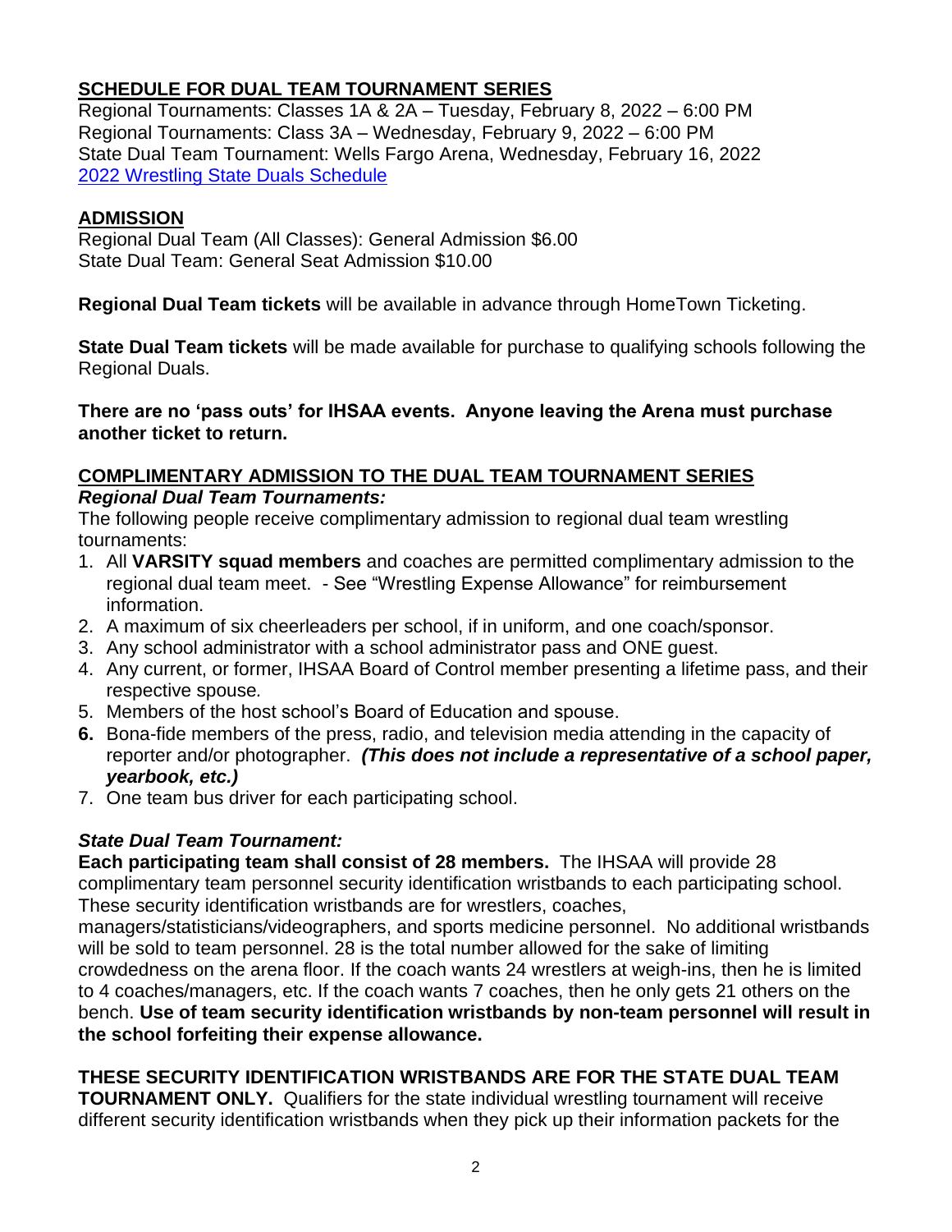## SCHEDULE FOR DUAL TEAM TOURNAMENT SERIES

Regional Tournaments: Classes 1A & 2A – Tuesday, February 8, 2022 – 6:00 PM
Regional Tournaments: Class 3A – Wednesday, February 9, 2022 – 6:00 PM
State Dual Team Tournament: Wells Fargo Arena, Wednesday, February 16, 2022
2022 Wrestling State Duals Schedule

## ADMISSION

Regional Dual Team (All Classes): General Admission $6.00
State Dual Team: General Seat Admission $10.00

**Regional Dual Team tickets** will be available in advance through HomeTown Ticketing.

**State Dual Team tickets** will be made available for purchase to qualifying schools following the Regional Duals.

**There are no 'pass outs' for IHSAA events. Anyone leaving the Arena must purchase another ticket to return.**

## COMPLIMENTARY ADMISSION TO THE DUAL TEAM TOURNAMENT SERIES

***Regional Dual Team Tournaments:***

The following people receive complimentary admission to regional dual team wrestling tournaments:

1. All **VARSITY squad members** and coaches are permitted complimentary admission to the regional dual team meet. - See "Wrestling Expense Allowance" for reimbursement information.
2. A maximum of six cheerleaders per school, if in uniform, and one coach/sponsor.
3. Any school administrator with a school administrator pass and ONE guest.
4. Any current, or former, IHSAA Board of Control member presenting a lifetime pass, and their respective spouse.
5. Members of the host school's Board of Education and spouse.
6. Bona-fide members of the press, radio, and television media attending in the capacity of reporter and/or photographer. ***(This does not include a representative of a school paper, yearbook, etc.)***
7. One team bus driver for each participating school.

***State Dual Team Tournament:***

**Each participating team shall consist of 28 members.** The IHSAA will provide 28 complimentary team personnel security identification wristbands to each participating school. These security identification wristbands are for wrestlers, coaches, managers/statisticians/videographers, and sports medicine personnel. No additional wristbands will be sold to team personnel. 28 is the total number allowed for the sake of limiting crowdedness on the arena floor. If the coach wants 24 wrestlers at weigh-ins, then he is limited to 4 coaches/managers, etc. If the coach wants 7 coaches, then he only gets 21 others on the bench. **Use of team security identification wristbands by non-team personnel will result in the school forfeiting their expense allowance.**

**THESE SECURITY IDENTIFICATION WRISTBANDS ARE FOR THE STATE DUAL TEAM TOURNAMENT ONLY.** Qualifiers for the state individual wrestling tournament will receive different security identification wristbands when they pick up their information packets for the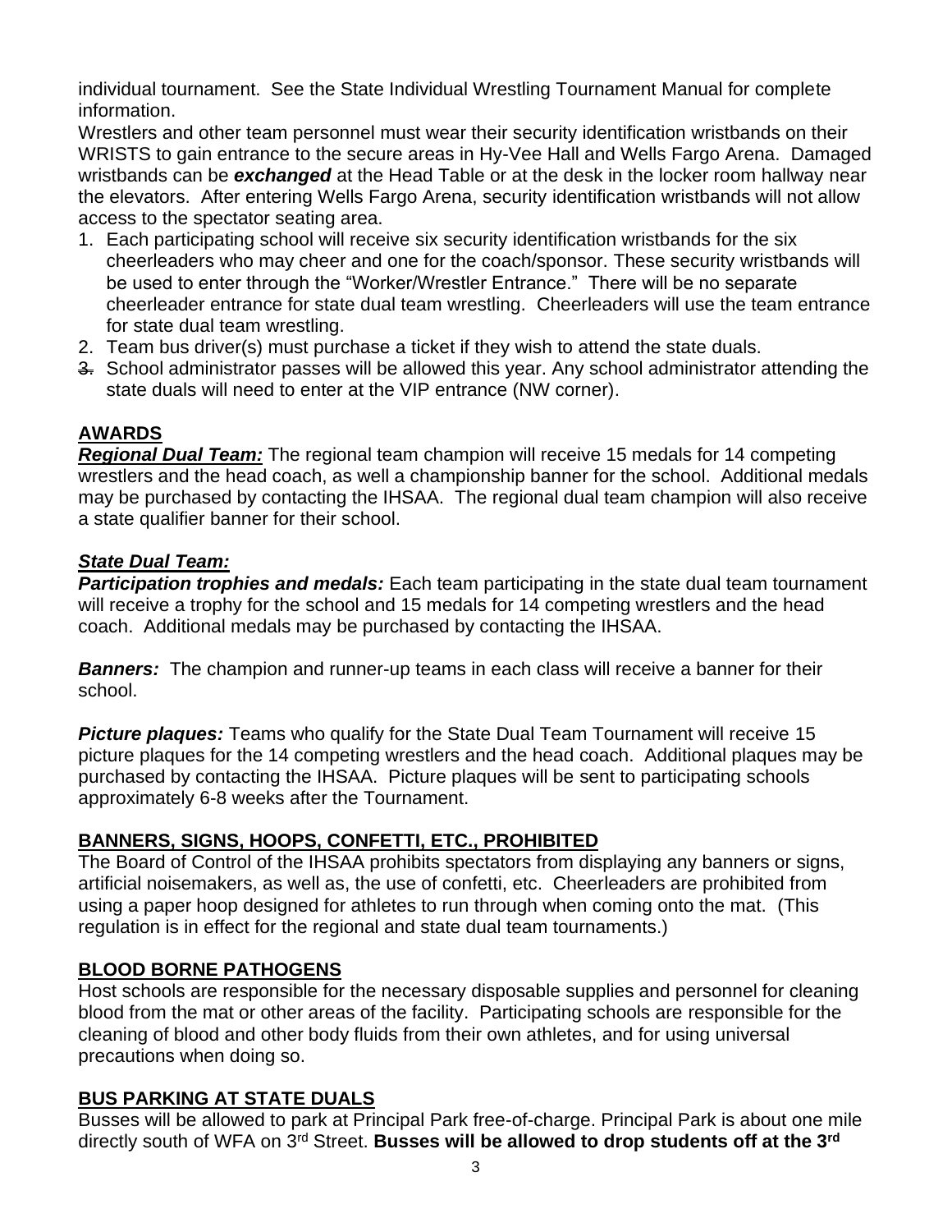individual tournament. See the State Individual Wrestling Tournament Manual for complete information.

Wrestlers and other team personnel must wear their security identification wristbands on their WRISTS to gain entrance to the secure areas in Hy-Vee Hall and Wells Fargo Arena. Damaged wristbands can be ***exchanged*** at the Head Table or at the desk in the locker room hallway near the elevators. After entering Wells Fargo Arena, security identification wristbands will not allow access to the spectator seating area.

1. Each participating school will receive six security identification wristbands for the six cheerleaders who may cheer and one for the coach/sponsor. These security wristbands will be used to enter through the "Worker/Wrestler Entrance." There will be no separate cheerleader entrance for state dual team wrestling. Cheerleaders will use the team entrance for state dual team wrestling.
2. Team bus driver(s) must purchase a ticket if they wish to attend the state duals.
3. School administrator passes will be allowed this year. Any school administrator attending the state duals will need to enter at the VIP entrance (NW corner).

## AWARDS

***Regional Dual Team:*** The regional team champion will receive 15 medals for 14 competing wrestlers and the head coach, as well a championship banner for the school. Additional medals may be purchased by contacting the IHSAA. The regional dual team champion will also receive a state qualifier banner for their school.

***State Dual Team:***

***Participation trophies and medals:*** Each team participating in the state dual team tournament will receive a trophy for the school and 15 medals for 14 competing wrestlers and the head coach. Additional medals may be purchased by contacting the IHSAA.

***Banners:*** The champion and runner-up teams in each class will receive a banner for their school.

***Picture plaques:*** Teams who qualify for the State Dual Team Tournament will receive 15 picture plaques for the 14 competing wrestlers and the head coach. Additional plaques may be purchased by contacting the IHSAA. Picture plaques will be sent to participating schools approximately 6-8 weeks after the Tournament.

## BANNERS, SIGNS, HOOPS, CONFETTI, ETC., PROHIBITED

The Board of Control of the IHSAA prohibits spectators from displaying any banners or signs, artificial noisemakers, as well as, the use of confetti, etc. Cheerleaders are prohibited from using a paper hoop designed for athletes to run through when coming onto the mat. (This regulation is in effect for the regional and state dual team tournaments.)

## BLOOD BORNE PATHOGENS

Host schools are responsible for the necessary disposable supplies and personnel for cleaning blood from the mat or other areas of the facility. Participating schools are responsible for the cleaning of blood and other body fluids from their own athletes, and for using universal precautions when doing so.

## BUS PARKING AT STATE DUALS

Busses will be allowed to park at Principal Park free-of-charge. Principal Park is about one mile directly south of WFA on 3rd Street. **Busses will be allowed to drop students off at the 3rd**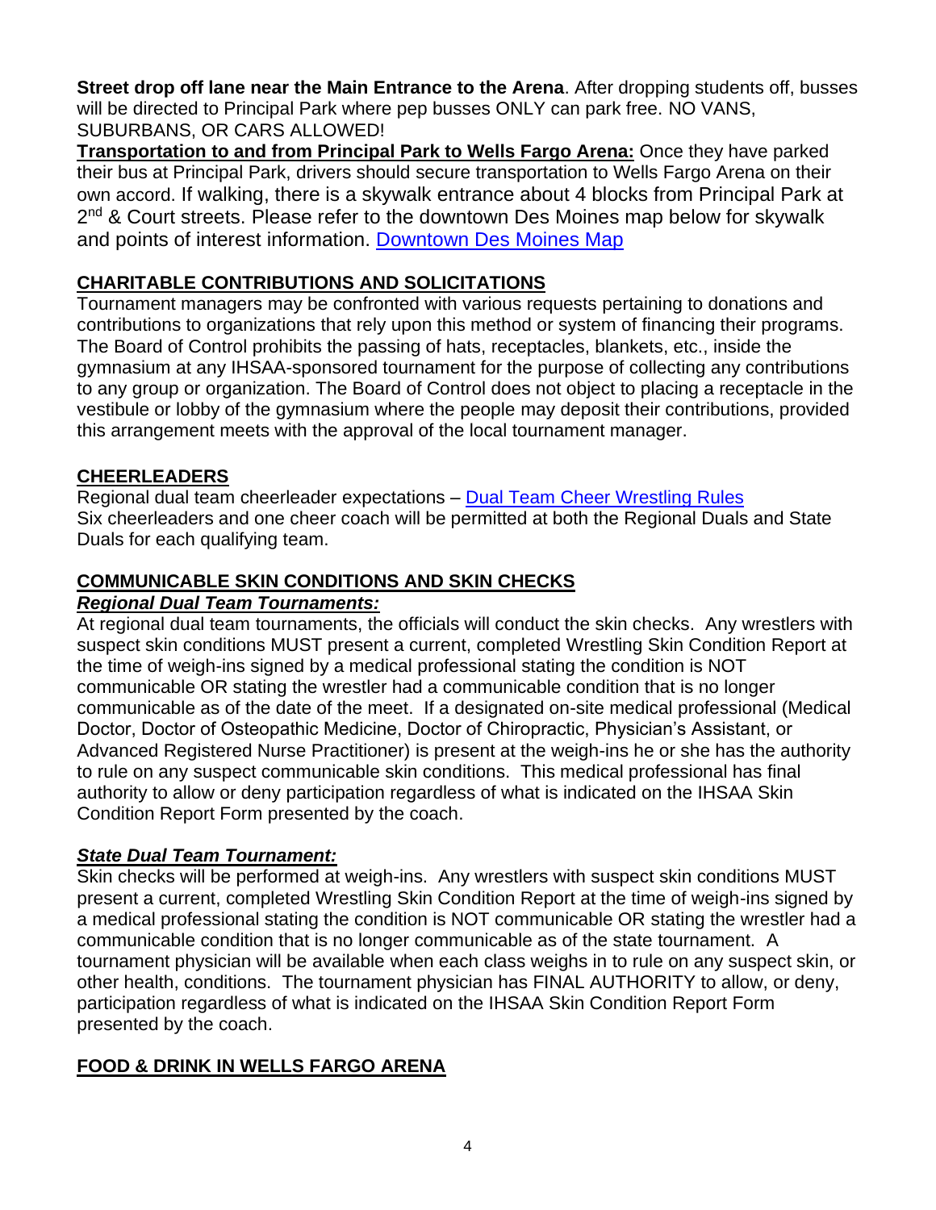**Street drop off lane near the Main Entrance to the Arena**. After dropping students off, busses will be directed to Principal Park where pep busses ONLY can park free. NO VANS, SUBURBANS, OR CARS ALLOWED!

**Transportation to and from Principal Park to Wells Fargo Arena:** Once they have parked their bus at Principal Park, drivers should secure transportation to Wells Fargo Arena on their own accord. If walking, there is a skywalk entrance about 4 blocks from Principal Park at 2nd & Court streets. Please refer to the downtown Des Moines map below for skywalk and points of interest information. Downtown Des Moines Map

## CHARITABLE CONTRIBUTIONS AND SOLICITATIONS

Tournament managers may be confronted with various requests pertaining to donations and contributions to organizations that rely upon this method or system of financing their programs. The Board of Control prohibits the passing of hats, receptacles, blankets, etc., inside the gymnasium at any IHSAA-sponsored tournament for the purpose of collecting any contributions to any group or organization. The Board of Control does not object to placing a receptacle in the vestibule or lobby of the gymnasium where the people may deposit their contributions, provided this arrangement meets with the approval of the local tournament manager.

## CHEERLEADERS

Regional dual team cheerleader expectations – Dual Team Cheer Wrestling Rules
Six cheerleaders and one cheer coach will be permitted at both the Regional Duals and State Duals for each qualifying team.

## COMMUNICABLE SKIN CONDITIONS AND SKIN CHECKS

### *Regional Dual Team Tournaments:*

At regional dual team tournaments, the officials will conduct the skin checks. Any wrestlers with suspect skin conditions MUST present a current, completed Wrestling Skin Condition Report at the time of weigh-ins signed by a medical professional stating the condition is NOT communicable OR stating the wrestler had a communicable condition that is no longer communicable as of the date of the meet. If a designated on-site medical professional (Medical Doctor, Doctor of Osteopathic Medicine, Doctor of Chiropractic, Physician's Assistant, or Advanced Registered Nurse Practitioner) is present at the weigh-ins he or she has the authority to rule on any suspect communicable skin conditions. This medical professional has final authority to allow or deny participation regardless of what is indicated on the IHSAA Skin Condition Report Form presented by the coach.

### *State Dual Team Tournament:*

Skin checks will be performed at weigh-ins. Any wrestlers with suspect skin conditions MUST present a current, completed Wrestling Skin Condition Report at the time of weigh-ins signed by a medical professional stating the condition is NOT communicable OR stating the wrestler had a communicable condition that is no longer communicable as of the state tournament. A tournament physician will be available when each class weighs in to rule on any suspect skin, or other health, conditions. The tournament physician has FINAL AUTHORITY to allow, or deny, participation regardless of what is indicated on the IHSAA Skin Condition Report Form presented by the coach.

## FOOD & DRINK IN WELLS FARGO ARENA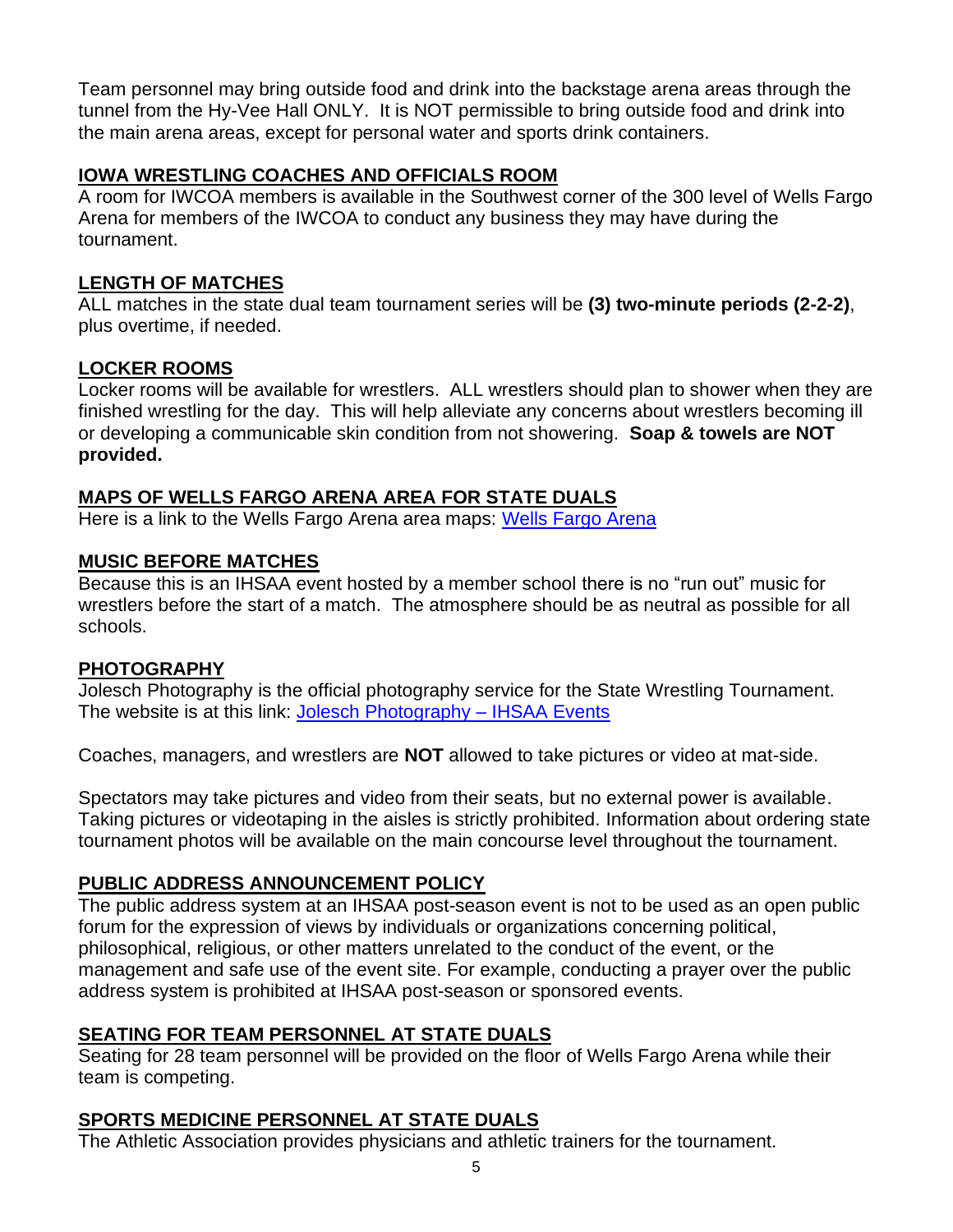Team personnel may bring outside food and drink into the backstage arena areas through the tunnel from the Hy-Vee Hall ONLY. It is NOT permissible to bring outside food and drink into the main arena areas, except for personal water and sports drink containers.

## IOWA WRESTLING COACHES AND OFFICIALS ROOM

A room for IWCOA members is available in the Southwest corner of the 300 level of Wells Fargo Arena for members of the IWCOA to conduct any business they may have during the tournament.

## LENGTH OF MATCHES

ALL matches in the state dual team tournament series will be **(3) two-minute periods (2-2-2)**, plus overtime, if needed.

## LOCKER ROOMS

Locker rooms will be available for wrestlers. ALL wrestlers should plan to shower when they are finished wrestling for the day. This will help alleviate any concerns about wrestlers becoming ill or developing a communicable skin condition from not showering. **Soap & towels are NOT provided.**

## MAPS OF WELLS FARGO ARENA AREA FOR STATE DUALS

Here is a link to the Wells Fargo Arena area maps: [Wells Fargo Arena]

## MUSIC BEFORE MATCHES

Because this is an IHSAA event hosted by a member school there is no "run out" music for wrestlers before the start of a match. The atmosphere should be as neutral as possible for all schools.

## PHOTOGRAPHY

Jolesch Photography is the official photography service for the State Wrestling Tournament. The website is at this link: [Jolesch Photography – IHSAA Events]

Coaches, managers, and wrestlers are **NOT** allowed to take pictures or video at mat-side.

Spectators may take pictures and video from their seats, but no external power is available. Taking pictures or videotaping in the aisles is strictly prohibited. Information about ordering state tournament photos will be available on the main concourse level throughout the tournament.

## PUBLIC ADDRESS ANNOUNCEMENT POLICY

The public address system at an IHSAA post-season event is not to be used as an open public forum for the expression of views by individuals or organizations concerning political, philosophical, religious, or other matters unrelated to the conduct of the event, or the management and safe use of the event site. For example, conducting a prayer over the public address system is prohibited at IHSAA post-season or sponsored events.

## SEATING FOR TEAM PERSONNEL AT STATE DUALS

Seating for 28 team personnel will be provided on the floor of Wells Fargo Arena while their team is competing.

## SPORTS MEDICINE PERSONNEL AT STATE DUALS

The Athletic Association provides physicians and athletic trainers for the tournament.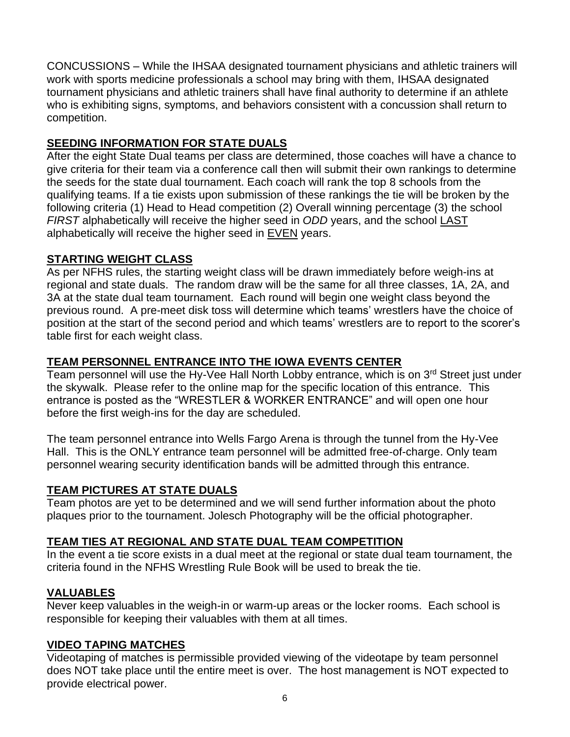CONCUSSIONS – While the IHSAA designated tournament physicians and athletic trainers will work with sports medicine professionals a school may bring with them, IHSAA designated tournament physicians and athletic trainers shall have final authority to determine if an athlete who is exhibiting signs, symptoms, and behaviors consistent with a concussion shall return to competition.

## SEEDING INFORMATION FOR STATE DUALS

After the eight State Dual teams per class are determined, those coaches will have a chance to give criteria for their team via a conference call then will submit their own rankings to determine the seeds for the state dual tournament. Each coach will rank the top 8 schools from the qualifying teams. If a tie exists upon submission of these rankings the tie will be broken by the following criteria (1) Head to Head competition (2) Overall winning percentage (3) the school *FIRST* alphabetically will receive the higher seed in *ODD* years, and the school LAST alphabetically will receive the higher seed in EVEN years.

## STARTING WEIGHT CLASS

As per NFHS rules, the starting weight class will be drawn immediately before weigh-ins at regional and state duals. The random draw will be the same for all three classes, 1A, 2A, and 3A at the state dual team tournament. Each round will begin one weight class beyond the previous round. A pre-meet disk toss will determine which teams' wrestlers have the choice of position at the start of the second period and which teams' wrestlers are to report to the scorer's table first for each weight class.

## TEAM PERSONNEL ENTRANCE INTO THE IOWA EVENTS CENTER

Team personnel will use the Hy-Vee Hall North Lobby entrance, which is on 3rd Street just under the skywalk. Please refer to the online map for the specific location of this entrance. This entrance is posted as the "WRESTLER & WORKER ENTRANCE" and will open one hour before the first weigh-ins for the day are scheduled.

The team personnel entrance into Wells Fargo Arena is through the tunnel from the Hy-Vee Hall. This is the ONLY entrance team personnel will be admitted free-of-charge. Only team personnel wearing security identification bands will be admitted through this entrance.

## TEAM PICTURES AT STATE DUALS

Team photos are yet to be determined and we will send further information about the photo plaques prior to the tournament. Jolesch Photography will be the official photographer.

## TEAM TIES AT REGIONAL AND STATE DUAL TEAM COMPETITION

In the event a tie score exists in a dual meet at the regional or state dual team tournament, the criteria found in the NFHS Wrestling Rule Book will be used to break the tie.

## VALUABLES

Never keep valuables in the weigh-in or warm-up areas or the locker rooms. Each school is responsible for keeping their valuables with them at all times.

## VIDEO TAPING MATCHES

Videotaping of matches is permissible provided viewing of the videotape by team personnel does NOT take place until the entire meet is over. The host management is NOT expected to provide electrical power.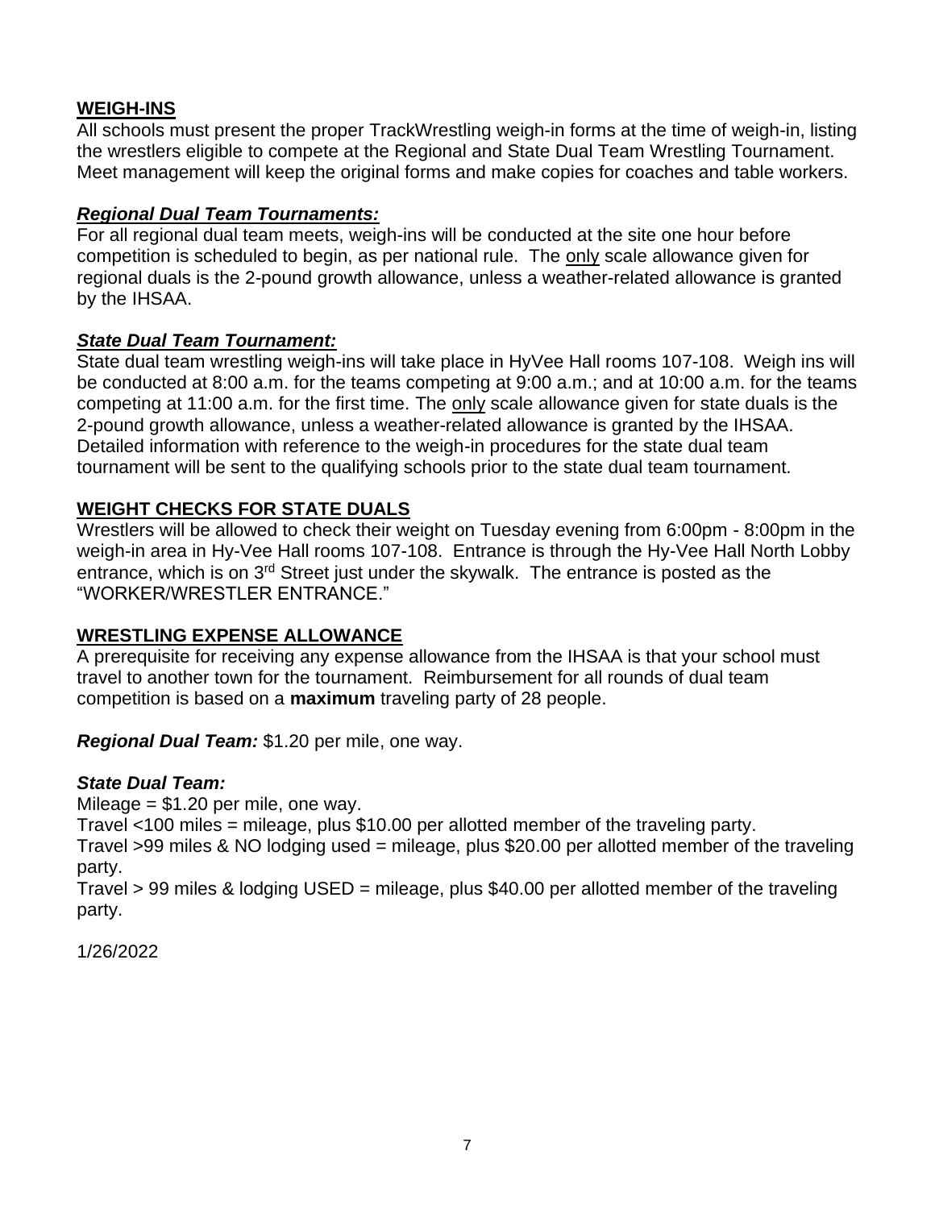## WEIGH-INS

All schools must present the proper TrackWrestling weigh-in forms at the time of weigh-in, listing the wrestlers eligible to compete at the Regional and State Dual Team Wrestling Tournament. Meet management will keep the original forms and make copies for coaches and table workers.

### ***Regional Dual Team Tournaments:***

For all regional dual team meets, weigh-ins will be conducted at the site one hour before competition is scheduled to begin, as per national rule. The only scale allowance given for regional duals is the 2-pound growth allowance, unless a weather-related allowance is granted by the IHSAA.

### ***State Dual Team Tournament:***

State dual team wrestling weigh-ins will take place in HyVee Hall rooms 107-108. Weigh ins will be conducted at 8:00 a.m. for the teams competing at 9:00 a.m.; and at 10:00 a.m. for the teams competing at 11:00 a.m. for the first time. The only scale allowance given for state duals is the 2-pound growth allowance, unless a weather-related allowance is granted by the IHSAA. Detailed information with reference to the weigh-in procedures for the state dual team tournament will be sent to the qualifying schools prior to the state dual team tournament.

## WEIGHT CHECKS FOR STATE DUALS

Wrestlers will be allowed to check their weight on Tuesday evening from 6:00pm - 8:00pm in the weigh-in area in Hy-Vee Hall rooms 107-108. Entrance is through the Hy-Vee Hall North Lobby entrance, which is on 3rd Street just under the skywalk. The entrance is posted as the "WORKER/WRESTLER ENTRANCE."

## WRESTLING EXPENSE ALLOWANCE

A prerequisite for receiving any expense allowance from the IHSAA is that your school must travel to another town for the tournament. Reimbursement for all rounds of dual team competition is based on a **maximum** traveling party of 28 people.

***Regional Dual Team:*** $1.20 per mile, one way.

***State Dual Team:***

Mileage = $1.20 per mile, one way.

Travel <100 miles = mileage, plus $10.00 per allotted member of the traveling party.

Travel >99 miles & NO lodging used = mileage, plus $20.00 per allotted member of the traveling party.

Travel > 99 miles & lodging USED = mileage, plus $40.00 per allotted member of the traveling party.

1/26/2022